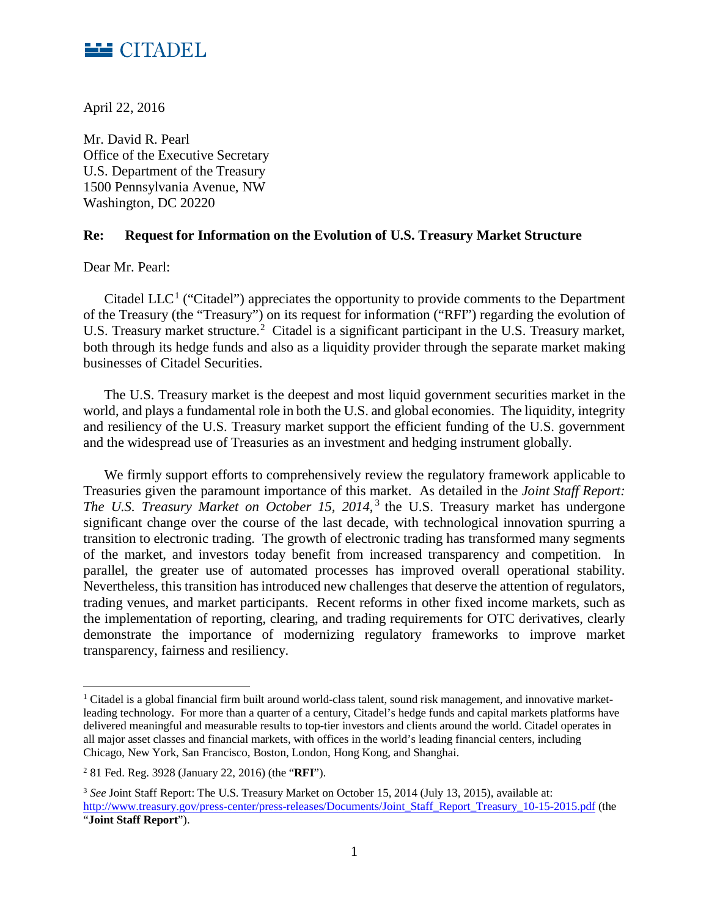CITADEL

April 22, 2016

Mr. David R. Pearl
Office of the Executive Secretary
U.S. Department of the Treasury
1500 Pennsylvania Avenue, NW
Washington, DC 20220

**Re: Request for Information on the Evolution of U.S. Treasury Market Structure**

Dear Mr. Pearl:

Citadel LLC[1] ("Citadel") appreciates the opportunity to provide comments to the Department of the Treasury (the "Treasury") on its request for information ("RFI") regarding the evolution of U.S. Treasury market structure.[2] Citadel is a significant participant in the U.S. Treasury market, both through its hedge funds and also as a liquidity provider through the separate market making businesses of Citadel Securities.

The U.S. Treasury market is the deepest and most liquid government securities market in the world, and plays a fundamental role in both the U.S. and global economies. The liquidity, integrity and resiliency of the U.S. Treasury market support the efficient funding of the U.S. government and the widespread use of Treasuries as an investment and hedging instrument globally.

We firmly support efforts to comprehensively review the regulatory framework applicable to Treasuries given the paramount importance of this market. As detailed in the *Joint Staff Report: The U.S. Treasury Market on October 15, 2014*,[3] the U.S. Treasury market has undergone significant change over the course of the last decade, with technological innovation spurring a transition to electronic trading. The growth of electronic trading has transformed many segments of the market, and investors today benefit from increased transparency and competition. In parallel, the greater use of automated processes has improved overall operational stability. Nevertheless, this transition has introduced new challenges that deserve the attention of regulators, trading venues, and market participants. Recent reforms in other fixed income markets, such as the implementation of reporting, clearing, and trading requirements for OTC derivatives, clearly demonstrate the importance of modernizing regulatory frameworks to improve market transparency, fairness and resiliency.

---

[1] Citadel is a global financial firm built around world-class talent, sound risk management, and innovative market-leading technology. For more than a quarter of a century, Citadel's hedge funds and capital markets platforms have delivered meaningful and measurable results to top-tier investors and clients around the world. Citadel operates in all major asset classes and financial markets, with offices in the world's leading financial centers, including Chicago, New York, San Francisco, Boston, London, Hong Kong, and Shanghai.

[2] 81 Fed. Reg. 3928 (January 22, 2016) (the "**RFI**").

[3] *See* Joint Staff Report: The U.S. Treasury Market on October 15, 2014 (July 13, 2015), available at: http://www.treasury.gov/press-center/press-releases/Documents/Joint_Staff_Report_Treasury_10-15-2015.pdf (the "**Joint Staff Report**").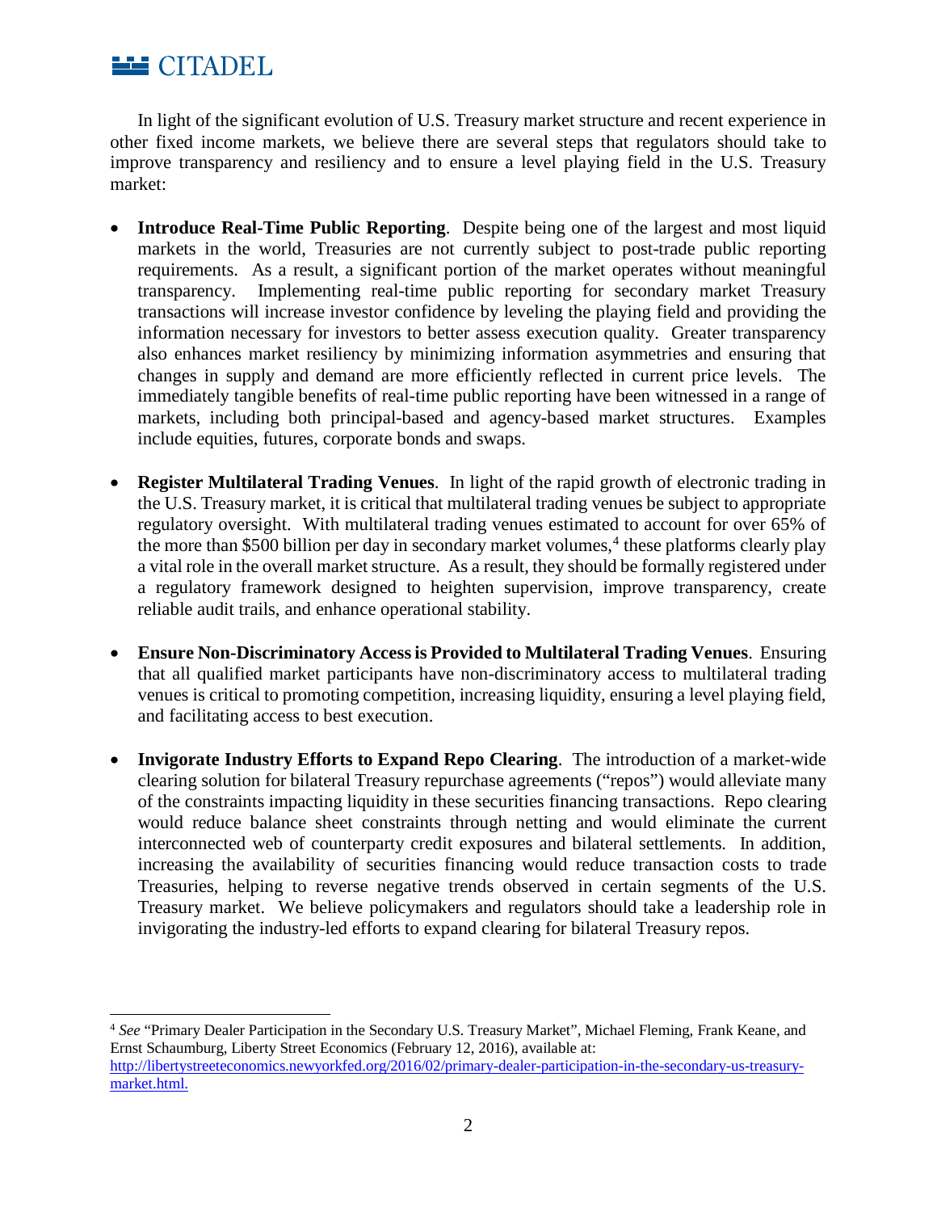In light of the significant evolution of U.S. Treasury market structure and recent experience in other fixed income markets, we believe there are several steps that regulators should take to improve transparency and resiliency and to ensure a level playing field in the U.S. Treasury market:

- **Introduce Real-Time Public Reporting**. Despite being one of the largest and most liquid markets in the world, Treasuries are not currently subject to post-trade public reporting requirements. As a result, a significant portion of the market operates without meaningful transparency. Implementing real-time public reporting for secondary market Treasury transactions will increase investor confidence by leveling the playing field and providing the information necessary for investors to better assess execution quality. Greater transparency also enhances market resiliency by minimizing information asymmetries and ensuring that changes in supply and demand are more efficiently reflected in current price levels. The immediately tangible benefits of real-time public reporting have been witnessed in a range of markets, including both principal-based and agency-based market structures. Examples include equities, futures, corporate bonds and swaps.

- **Register Multilateral Trading Venues**. In light of the rapid growth of electronic trading in the U.S. Treasury market, it is critical that multilateral trading venues be subject to appropriate regulatory oversight. With multilateral trading venues estimated to account for over 65% of the more than $500 billion per day in secondary market volumes,[4] these platforms clearly play a vital role in the overall market structure. As a result, they should be formally registered under a regulatory framework designed to heighten supervision, improve transparency, create reliable audit trails, and enhance operational stability.

- **Ensure Non-Discriminatory Access is Provided to Multilateral Trading Venues**. Ensuring that all qualified market participants have non-discriminatory access to multilateral trading venues is critical to promoting competition, increasing liquidity, ensuring a level playing field, and facilitating access to best execution.

- **Invigorate Industry Efforts to Expand Repo Clearing**. The introduction of a market-wide clearing solution for bilateral Treasury repurchase agreements ("repos") would alleviate many of the constraints impacting liquidity in these securities financing transactions. Repo clearing would reduce balance sheet constraints through netting and would eliminate the current interconnected web of counterparty credit exposures and bilateral settlements. In addition, increasing the availability of securities financing would reduce transaction costs to trade Treasuries, helping to reverse negative trends observed in certain segments of the U.S. Treasury market. We believe policymakers and regulators should take a leadership role in invigorating the industry-led efforts to expand clearing for bilateral Treasury repos.

---

[4] *See* "Primary Dealer Participation in the Secondary U.S. Treasury Market", Michael Fleming, Frank Keane, and Ernst Schaumburg, Liberty Street Economics (February 12, 2016), available at: http://libertystreeteconomics.newyorkfed.org/2016/02/primary-dealer-participation-in-the-secondary-us-treasury-market.html.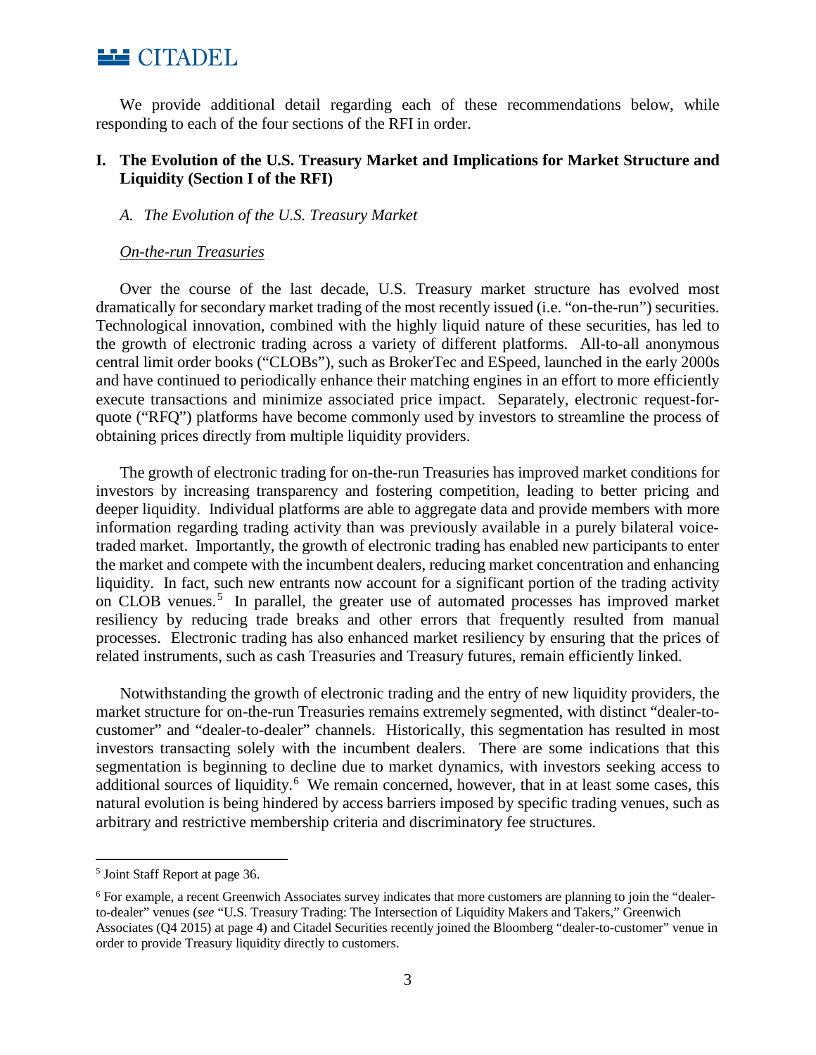We provide additional detail regarding each of these recommendations below, while responding to each of the four sections of the RFI in order.

## I. The Evolution of the U.S. Treasury Market and Implications for Market Structure and Liquidity (Section I of the RFI)

### *A. The Evolution of the U.S. Treasury Market*

<u>*On-the-run Treasuries*</u>

Over the course of the last decade, U.S. Treasury market structure has evolved most dramatically for secondary market trading of the most recently issued (i.e. "on-the-run") securities. Technological innovation, combined with the highly liquid nature of these securities, has led to the growth of electronic trading across a variety of different platforms. All-to-all anonymous central limit order books ("CLOBs"), such as BrokerTec and ESpeed, launched in the early 2000s and have continued to periodically enhance their matching engines in an effort to more efficiently execute transactions and minimize associated price impact. Separately, electronic request-for-quote ("RFQ") platforms have become commonly used by investors to streamline the process of obtaining prices directly from multiple liquidity providers.

The growth of electronic trading for on-the-run Treasuries has improved market conditions for investors by increasing transparency and fostering competition, leading to better pricing and deeper liquidity. Individual platforms are able to aggregate data and provide members with more information regarding trading activity than was previously available in a purely bilateral voice-traded market. Importantly, the growth of electronic trading has enabled new participants to enter the market and compete with the incumbent dealers, reducing market concentration and enhancing liquidity. In fact, such new entrants now account for a significant portion of the trading activity on CLOB venues.[5] In parallel, the greater use of automated processes has improved market resiliency by reducing trade breaks and other errors that frequently resulted from manual processes. Electronic trading has also enhanced market resiliency by ensuring that the prices of related instruments, such as cash Treasuries and Treasury futures, remain efficiently linked.

Notwithstanding the growth of electronic trading and the entry of new liquidity providers, the market structure for on-the-run Treasuries remains extremely segmented, with distinct "dealer-to-customer" and "dealer-to-dealer" channels. Historically, this segmentation has resulted in most investors transacting solely with the incumbent dealers. There are some indications that this segmentation is beginning to decline due to market dynamics, with investors seeking access to additional sources of liquidity.[6] We remain concerned, however, that in at least some cases, this natural evolution is being hindered by access barriers imposed by specific trading venues, such as arbitrary and restrictive membership criteria and discriminatory fee structures.

---

[5] Joint Staff Report at page 36.

[6] For example, a recent Greenwich Associates survey indicates that more customers are planning to join the "dealer-to-dealer" venues (*see* "U.S. Treasury Trading: The Intersection of Liquidity Makers and Takers," Greenwich Associates (Q4 2015) at page 4) and Citadel Securities recently joined the Bloomberg "dealer-to-customer" venue in order to provide Treasury liquidity directly to customers.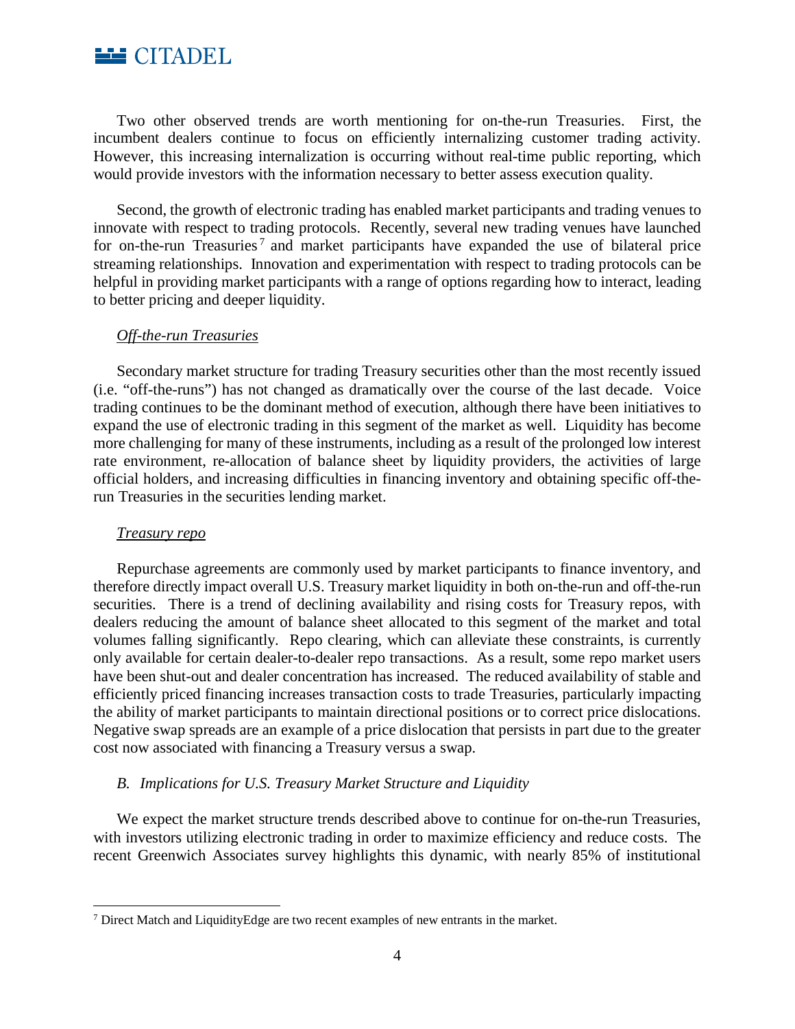Two other observed trends are worth mentioning for on-the-run Treasuries. First, the incumbent dealers continue to focus on efficiently internalizing customer trading activity. However, this increasing internalization is occurring without real-time public reporting, which would provide investors with the information necessary to better assess execution quality.

Second, the growth of electronic trading has enabled market participants and trading venues to innovate with respect to trading protocols. Recently, several new trading venues have launched for on-the-run Treasuries[7] and market participants have expanded the use of bilateral price streaming relationships. Innovation and experimentation with respect to trading protocols can be helpful in providing market participants with a range of options regarding how to interact, leading to better pricing and deeper liquidity.

*Off-the-run Treasuries*

Secondary market structure for trading Treasury securities other than the most recently issued (i.e. "off-the-runs") has not changed as dramatically over the course of the last decade. Voice trading continues to be the dominant method of execution, although there have been initiatives to expand the use of electronic trading in this segment of the market as well. Liquidity has become more challenging for many of these instruments, including as a result of the prolonged low interest rate environment, re-allocation of balance sheet by liquidity providers, the activities of large official holders, and increasing difficulties in financing inventory and obtaining specific off-the-run Treasuries in the securities lending market.

*Treasury repo*

Repurchase agreements are commonly used by market participants to finance inventory, and therefore directly impact overall U.S. Treasury market liquidity in both on-the-run and off-the-run securities. There is a trend of declining availability and rising costs for Treasury repos, with dealers reducing the amount of balance sheet allocated to this segment of the market and total volumes falling significantly. Repo clearing, which can alleviate these constraints, is currently only available for certain dealer-to-dealer repo transactions. As a result, some repo market users have been shut-out and dealer concentration has increased. The reduced availability of stable and efficiently priced financing increases transaction costs to trade Treasuries, particularly impacting the ability of market participants to maintain directional positions or to correct price dislocations. Negative swap spreads are an example of a price dislocation that persists in part due to the greater cost now associated with financing a Treasury versus a swap.

### *B. Implications for U.S. Treasury Market Structure and Liquidity*

We expect the market structure trends described above to continue for on-the-run Treasuries, with investors utilizing electronic trading in order to maximize efficiency and reduce costs. The recent Greenwich Associates survey highlights this dynamic, with nearly 85% of institutional

[7] Direct Match and LiquidityEdge are two recent examples of new entrants in the market.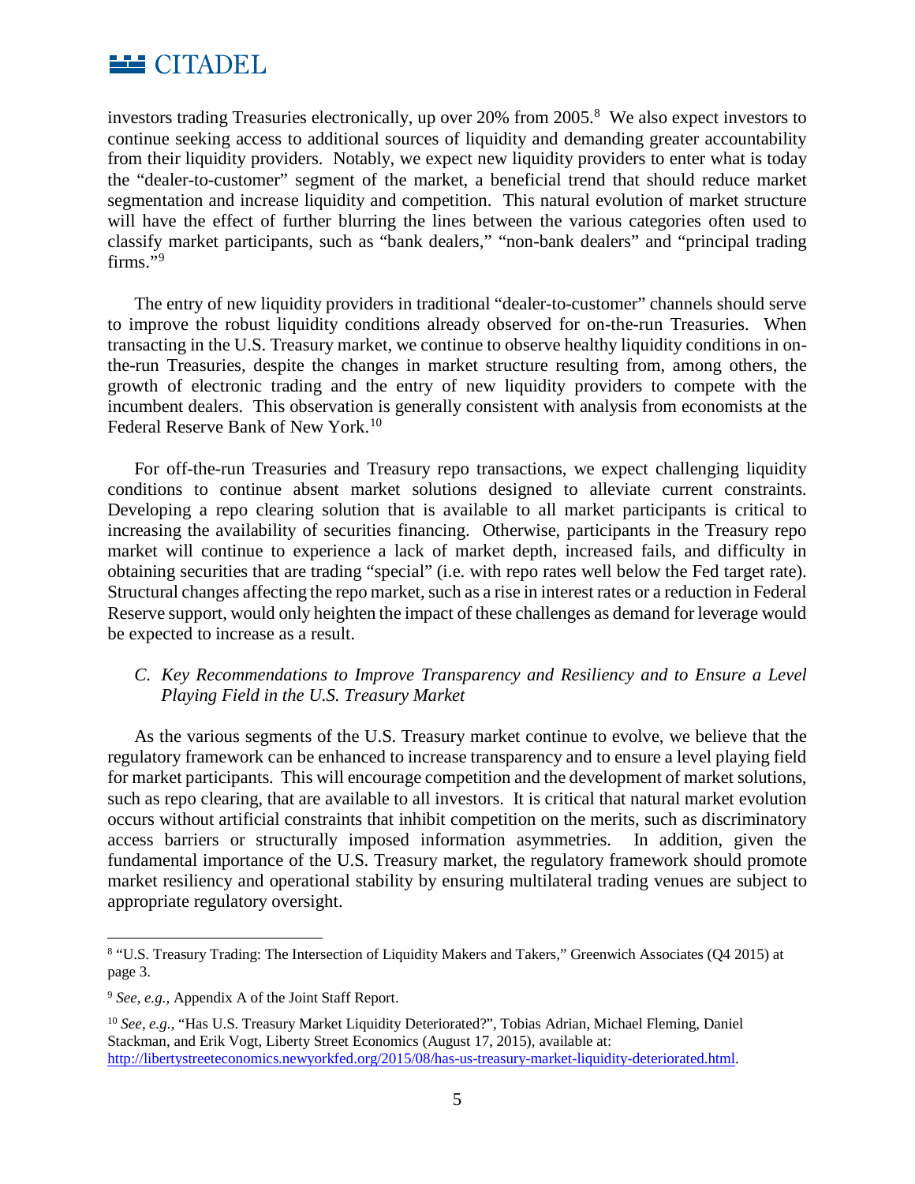investors trading Treasuries electronically, up over 20% from 2005.[8] We also expect investors to continue seeking access to additional sources of liquidity and demanding greater accountability from their liquidity providers. Notably, we expect new liquidity providers to enter what is today the "dealer-to-customer" segment of the market, a beneficial trend that should reduce market segmentation and increase liquidity and competition. This natural evolution of market structure will have the effect of further blurring the lines between the various categories often used to classify market participants, such as "bank dealers," "non-bank dealers" and "principal trading firms."[9]

The entry of new liquidity providers in traditional "dealer-to-customer" channels should serve to improve the robust liquidity conditions already observed for on-the-run Treasuries. When transacting in the U.S. Treasury market, we continue to observe healthy liquidity conditions in on-the-run Treasuries, despite the changes in market structure resulting from, among others, the growth of electronic trading and the entry of new liquidity providers to compete with the incumbent dealers. This observation is generally consistent with analysis from economists at the Federal Reserve Bank of New York.[10]

For off-the-run Treasuries and Treasury repo transactions, we expect challenging liquidity conditions to continue absent market solutions designed to alleviate current constraints. Developing a repo clearing solution that is available to all market participants is critical to increasing the availability of securities financing. Otherwise, participants in the Treasury repo market will continue to experience a lack of market depth, increased fails, and difficulty in obtaining securities that are trading "special" (i.e. with repo rates well below the Fed target rate). Structural changes affecting the repo market, such as a rise in interest rates or a reduction in Federal Reserve support, would only heighten the impact of these challenges as demand for leverage would be expected to increase as a result.

### *C. Key Recommendations to Improve Transparency and Resiliency and to Ensure a Level Playing Field in the U.S. Treasury Market*

As the various segments of the U.S. Treasury market continue to evolve, we believe that the regulatory framework can be enhanced to increase transparency and to ensure a level playing field for market participants. This will encourage competition and the development of market solutions, such as repo clearing, that are available to all investors. It is critical that natural market evolution occurs without artificial constraints that inhibit competition on the merits, such as discriminatory access barriers or structurally imposed information asymmetries. In addition, given the fundamental importance of the U.S. Treasury market, the regulatory framework should promote market resiliency and operational stability by ensuring multilateral trading venues are subject to appropriate regulatory oversight.

---

[8] "U.S. Treasury Trading: The Intersection of Liquidity Makers and Takers," Greenwich Associates (Q4 2015) at page 3.

[9] *See, e.g.,* Appendix A of the Joint Staff Report.

[10] *See, e.g.*, "Has U.S. Treasury Market Liquidity Deteriorated?", Tobias Adrian, Michael Fleming, Daniel Stackman, and Erik Vogt, Liberty Street Economics (August 17, 2015), available at: http://libertystreeteconomics.newyorkfed.org/2015/08/has-us-treasury-market-liquidity-deteriorated.html.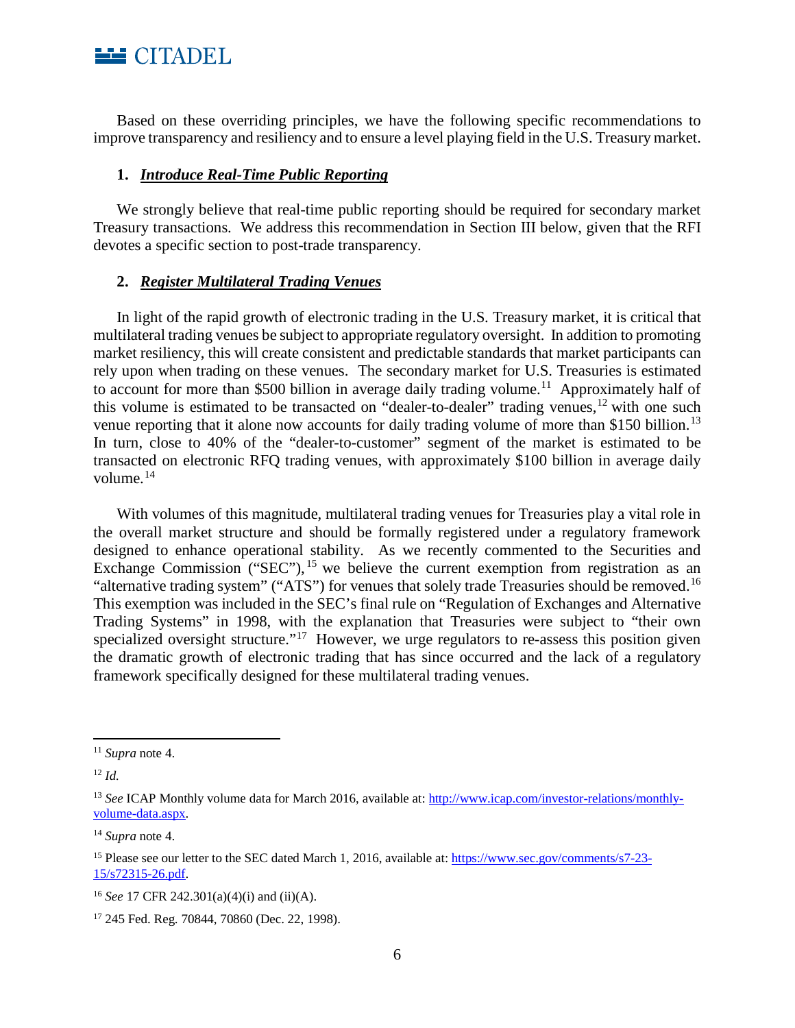Based on these overriding principles, we have the following specific recommendations to improve transparency and resiliency and to ensure a level playing field in the U.S. Treasury market.

1. ***Introduce Real-Time Public Reporting***

We strongly believe that real-time public reporting should be required for secondary market Treasury transactions. We address this recommendation in Section III below, given that the RFI devotes a specific section to post-trade transparency.

2. ***Register Multilateral Trading Venues***

In light of the rapid growth of electronic trading in the U.S. Treasury market, it is critical that multilateral trading venues be subject to appropriate regulatory oversight. In addition to promoting market resiliency, this will create consistent and predictable standards that market participants can rely upon when trading on these venues. The secondary market for U.S. Treasuries is estimated to account for more than $500 billion in average daily trading volume.[11] Approximately half of this volume is estimated to be transacted on "dealer-to-dealer" trading venues,[12] with one such venue reporting that it alone now accounts for daily trading volume of more than $150 billion.[13] In turn, close to 40% of the "dealer-to-customer" segment of the market is estimated to be transacted on electronic RFQ trading venues, with approximately $100 billion in average daily volume.[14]

With volumes of this magnitude, multilateral trading venues for Treasuries play a vital role in the overall market structure and should be formally registered under a regulatory framework designed to enhance operational stability. As we recently commented to the Securities and Exchange Commission ("SEC"),[15] we believe the current exemption from registration as an "alternative trading system" ("ATS") for venues that solely trade Treasuries should be removed.[16] This exemption was included in the SEC's final rule on "Regulation of Exchanges and Alternative Trading Systems" in 1998, with the explanation that Treasuries were subject to "their own specialized oversight structure."[17] However, we urge regulators to re-assess this position given the dramatic growth of electronic trading that has since occurred and the lack of a regulatory framework specifically designed for these multilateral trading venues.

---

[11] *Supra* note 4.

[12] *Id.*

[13] *See* ICAP Monthly volume data for March 2016, available at: http://www.icap.com/investor-relations/monthly-volume-data.aspx.

[14] *Supra* note 4.

[15] Please see our letter to the SEC dated March 1, 2016, available at: https://www.sec.gov/comments/s7-23-15/s72315-26.pdf.

[16] *See* 17 CFR 242.301(a)(4)(i) and (ii)(A).

[17] 245 Fed. Reg. 70844, 70860 (Dec. 22, 1998).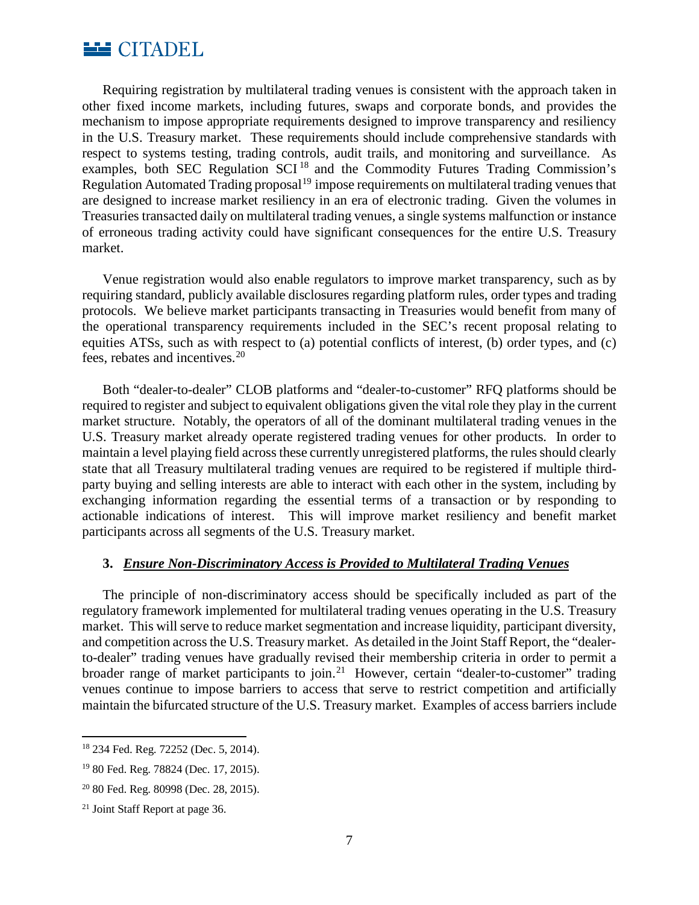Requiring registration by multilateral trading venues is consistent with the approach taken in other fixed income markets, including futures, swaps and corporate bonds, and provides the mechanism to impose appropriate requirements designed to improve transparency and resiliency in the U.S. Treasury market. These requirements should include comprehensive standards with respect to systems testing, trading controls, audit trails, and monitoring and surveillance. As examples, both SEC Regulation SCI[18] and the Commodity Futures Trading Commission's Regulation Automated Trading proposal[19] impose requirements on multilateral trading venues that are designed to increase market resiliency in an era of electronic trading. Given the volumes in Treasuries transacted daily on multilateral trading venues, a single systems malfunction or instance of erroneous trading activity could have significant consequences for the entire U.S. Treasury market.

Venue registration would also enable regulators to improve market transparency, such as by requiring standard, publicly available disclosures regarding platform rules, order types and trading protocols. We believe market participants transacting in Treasuries would benefit from many of the operational transparency requirements included in the SEC's recent proposal relating to equities ATSs, such as with respect to (a) potential conflicts of interest, (b) order types, and (c) fees, rebates and incentives.[20]

Both "dealer-to-dealer" CLOB platforms and "dealer-to-customer" RFQ platforms should be required to register and subject to equivalent obligations given the vital role they play in the current market structure. Notably, the operators of all of the dominant multilateral trading venues in the U.S. Treasury market already operate registered trading venues for other products. In order to maintain a level playing field across these currently unregistered platforms, the rules should clearly state that all Treasury multilateral trading venues are required to be registered if multiple third-party buying and selling interests are able to interact with each other in the system, including by exchanging information regarding the essential terms of a transaction or by responding to actionable indications of interest. This will improve market resiliency and benefit market participants across all segments of the U.S. Treasury market.

### 3. ***Ensure Non-Discriminatory Access is Provided to Multilateral Trading Venues***

The principle of non-discriminatory access should be specifically included as part of the regulatory framework implemented for multilateral trading venues operating in the U.S. Treasury market. This will serve to reduce market segmentation and increase liquidity, participant diversity, and competition across the U.S. Treasury market. As detailed in the Joint Staff Report, the "dealer-to-dealer" trading venues have gradually revised their membership criteria in order to permit a broader range of market participants to join.[21] However, certain "dealer-to-customer" trading venues continue to impose barriers to access that serve to restrict competition and artificially maintain the bifurcated structure of the U.S. Treasury market. Examples of access barriers include

---

[18] 234 Fed. Reg. 72252 (Dec. 5, 2014).

[19] 80 Fed. Reg. 78824 (Dec. 17, 2015).

[20] 80 Fed. Reg. 80998 (Dec. 28, 2015).

[21] Joint Staff Report at page 36.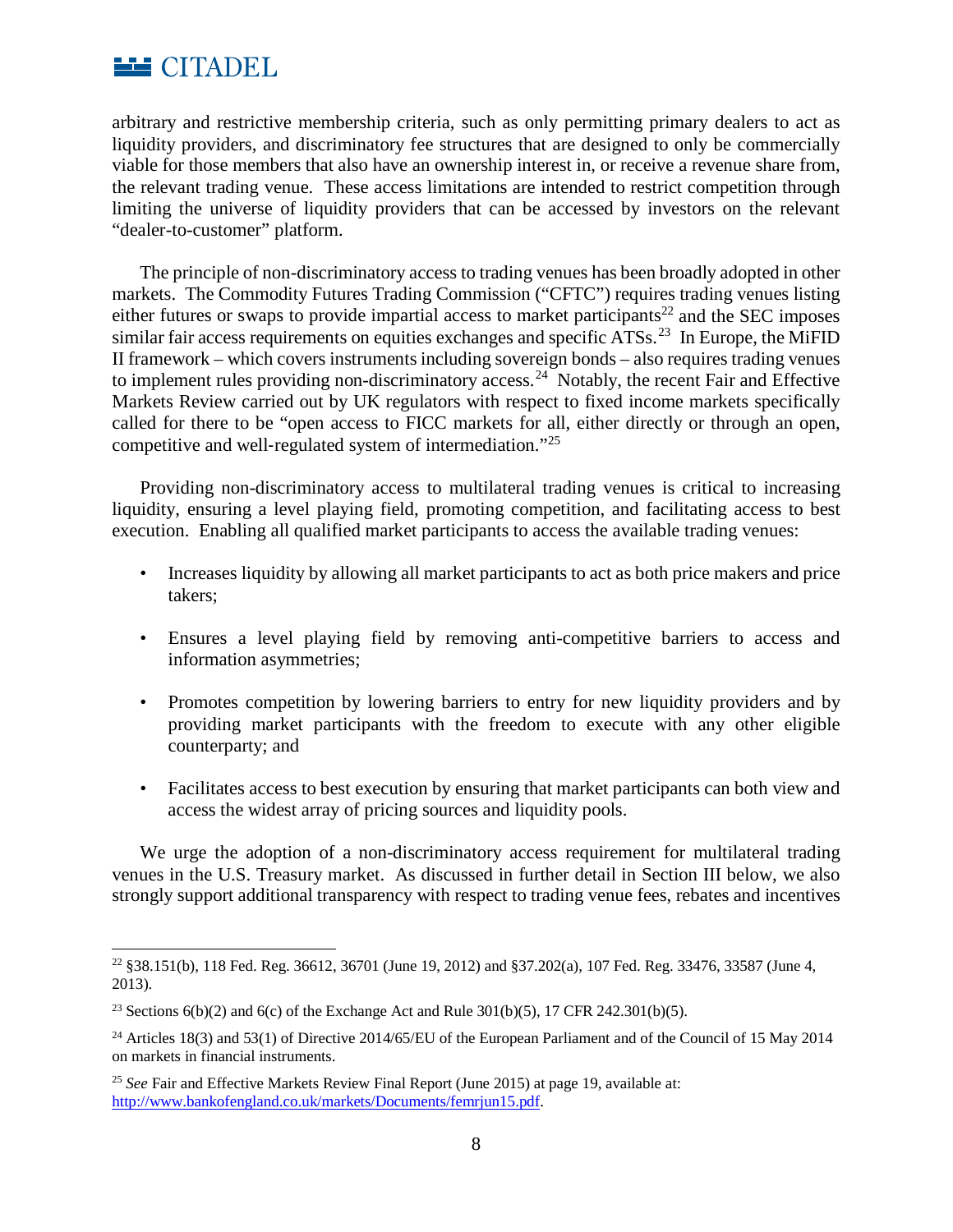arbitrary and restrictive membership criteria, such as only permitting primary dealers to act as liquidity providers, and discriminatory fee structures that are designed to only be commercially viable for those members that also have an ownership interest in, or receive a revenue share from, the relevant trading venue. These access limitations are intended to restrict competition through limiting the universe of liquidity providers that can be accessed by investors on the relevant "dealer-to-customer" platform.

The principle of non-discriminatory access to trading venues has been broadly adopted in other markets. The Commodity Futures Trading Commission ("CFTC") requires trading venues listing either futures or swaps to provide impartial access to market participants[22] and the SEC imposes similar fair access requirements on equities exchanges and specific ATSs.[23] In Europe, the MiFID II framework – which covers instruments including sovereign bonds – also requires trading venues to implement rules providing non-discriminatory access.[24] Notably, the recent Fair and Effective Markets Review carried out by UK regulators with respect to fixed income markets specifically called for there to be "open access to FICC markets for all, either directly or through an open, competitive and well-regulated system of intermediation."[25]

Providing non-discriminatory access to multilateral trading venues is critical to increasing liquidity, ensuring a level playing field, promoting competition, and facilitating access to best execution. Enabling all qualified market participants to access the available trading venues:

- Increases liquidity by allowing all market participants to act as both price makers and price takers;
- Ensures a level playing field by removing anti-competitive barriers to access and information asymmetries;
- Promotes competition by lowering barriers to entry for new liquidity providers and by providing market participants with the freedom to execute with any other eligible counterparty; and
- Facilitates access to best execution by ensuring that market participants can both view and access the widest array of pricing sources and liquidity pools.

We urge the adoption of a non-discriminatory access requirement for multilateral trading venues in the U.S. Treasury market. As discussed in further detail in Section III below, we also strongly support additional transparency with respect to trading venue fees, rebates and incentives

---

[22] §38.151(b), 118 Fed. Reg. 36612, 36701 (June 19, 2012) and §37.202(a), 107 Fed. Reg. 33476, 33587 (June 4, 2013).

[23] Sections 6(b)(2) and 6(c) of the Exchange Act and Rule 301(b)(5), 17 CFR 242.301(b)(5).

[24] Articles 18(3) and 53(1) of Directive 2014/65/EU of the European Parliament and of the Council of 15 May 2014 on markets in financial instruments.

[25] *See* Fair and Effective Markets Review Final Report (June 2015) at page 19, available at: http://www.bankofengland.co.uk/markets/Documents/femrjun15.pdf.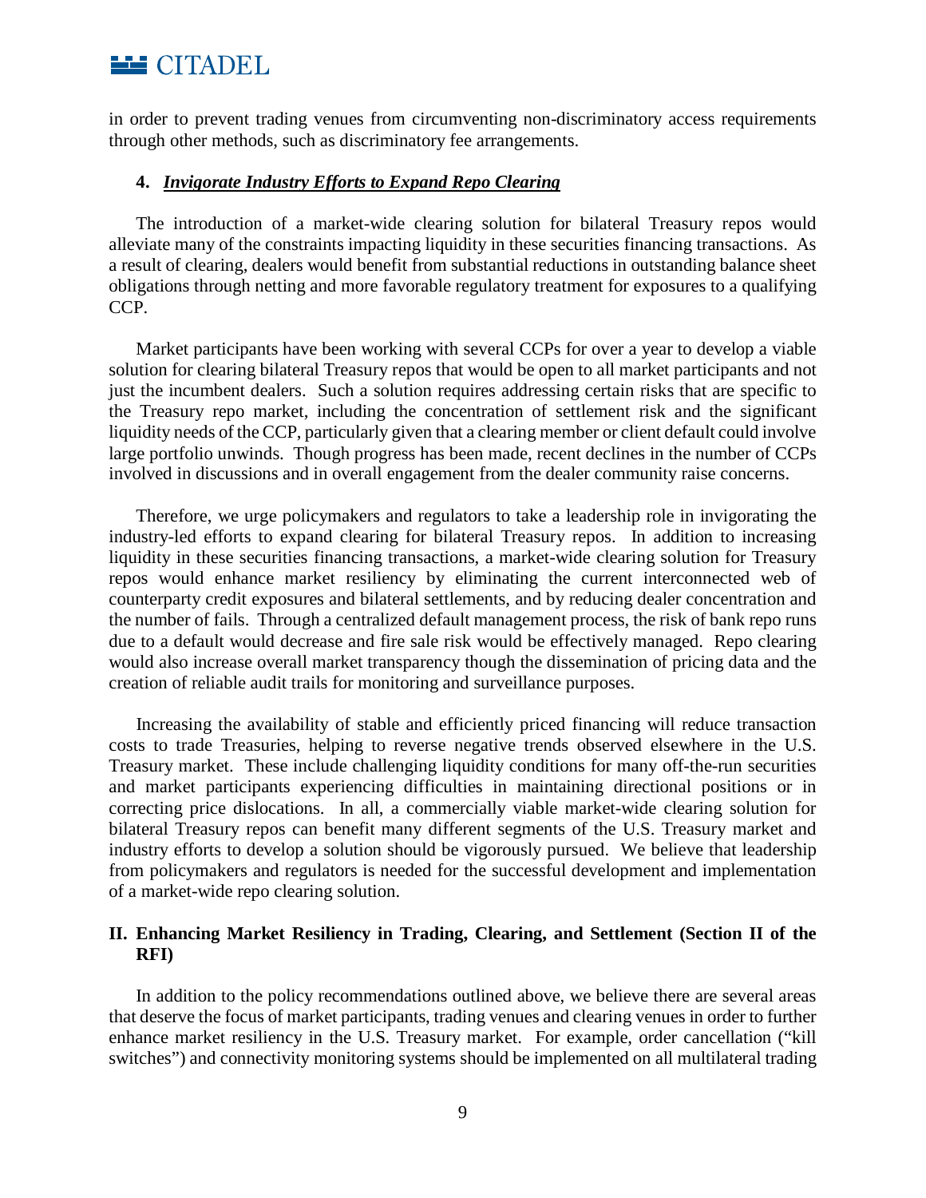in order to prevent trading venues from circumventing non-discriminatory access requirements through other methods, such as discriminatory fee arrangements.

**4. *Invigorate Industry Efforts to Expand Repo Clearing***

The introduction of a market-wide clearing solution for bilateral Treasury repos would alleviate many of the constraints impacting liquidity in these securities financing transactions. As a result of clearing, dealers would benefit from substantial reductions in outstanding balance sheet obligations through netting and more favorable regulatory treatment for exposures to a qualifying CCP.

Market participants have been working with several CCPs for over a year to develop a viable solution for clearing bilateral Treasury repos that would be open to all market participants and not just the incumbent dealers. Such a solution requires addressing certain risks that are specific to the Treasury repo market, including the concentration of settlement risk and the significant liquidity needs of the CCP, particularly given that a clearing member or client default could involve large portfolio unwinds. Though progress has been made, recent declines in the number of CCPs involved in discussions and in overall engagement from the dealer community raise concerns.

Therefore, we urge policymakers and regulators to take a leadership role in invigorating the industry-led efforts to expand clearing for bilateral Treasury repos. In addition to increasing liquidity in these securities financing transactions, a market-wide clearing solution for Treasury repos would enhance market resiliency by eliminating the current interconnected web of counterparty credit exposures and bilateral settlements, and by reducing dealer concentration and the number of fails. Through a centralized default management process, the risk of bank repo runs due to a default would decrease and fire sale risk would be effectively managed. Repo clearing would also increase overall market transparency though the dissemination of pricing data and the creation of reliable audit trails for monitoring and surveillance purposes.

Increasing the availability of stable and efficiently priced financing will reduce transaction costs to trade Treasuries, helping to reverse negative trends observed elsewhere in the U.S. Treasury market. These include challenging liquidity conditions for many off-the-run securities and market participants experiencing difficulties in maintaining directional positions or in correcting price dislocations. In all, a commercially viable market-wide clearing solution for bilateral Treasury repos can benefit many different segments of the U.S. Treasury market and industry efforts to develop a solution should be vigorously pursued. We believe that leadership from policymakers and regulators is needed for the successful development and implementation of a market-wide repo clearing solution.

## II. Enhancing Market Resiliency in Trading, Clearing, and Settlement (Section II of the RFI)

In addition to the policy recommendations outlined above, we believe there are several areas that deserve the focus of market participants, trading venues and clearing venues in order to further enhance market resiliency in the U.S. Treasury market. For example, order cancellation ("kill switches") and connectivity monitoring systems should be implemented on all multilateral trading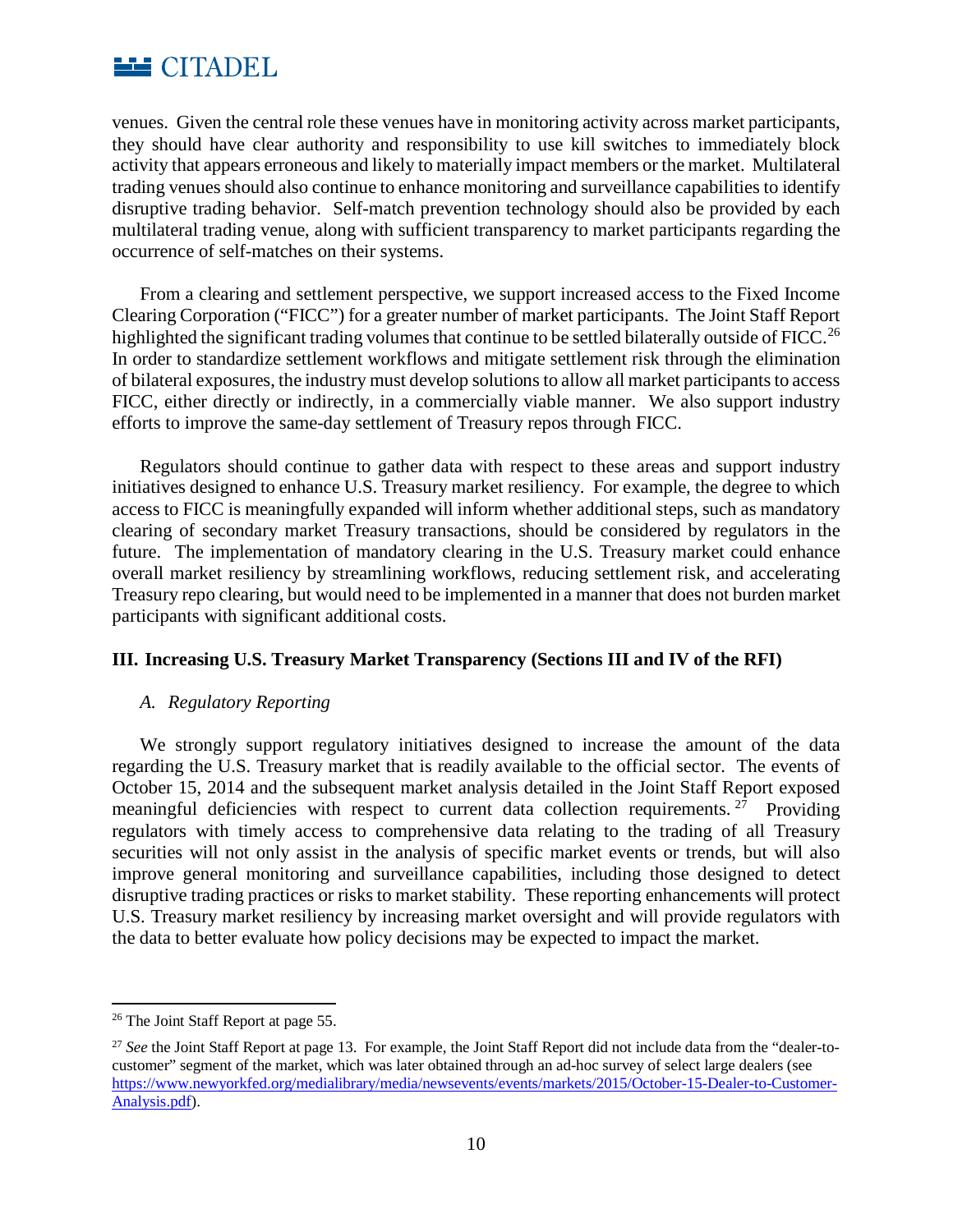venues. Given the central role these venues have in monitoring activity across market participants, they should have clear authority and responsibility to use kill switches to immediately block activity that appears erroneous and likely to materially impact members or the market. Multilateral trading venues should also continue to enhance monitoring and surveillance capabilities to identify disruptive trading behavior. Self-match prevention technology should also be provided by each multilateral trading venue, along with sufficient transparency to market participants regarding the occurrence of self-matches on their systems.

From a clearing and settlement perspective, we support increased access to the Fixed Income Clearing Corporation ("FICC") for a greater number of market participants. The Joint Staff Report highlighted the significant trading volumes that continue to be settled bilaterally outside of FICC.[26] In order to standardize settlement workflows and mitigate settlement risk through the elimination of bilateral exposures, the industry must develop solutions to allow all market participants to access FICC, either directly or indirectly, in a commercially viable manner. We also support industry efforts to improve the same-day settlement of Treasury repos through FICC.

Regulators should continue to gather data with respect to these areas and support industry initiatives designed to enhance U.S. Treasury market resiliency. For example, the degree to which access to FICC is meaningfully expanded will inform whether additional steps, such as mandatory clearing of secondary market Treasury transactions, should be considered by regulators in the future. The implementation of mandatory clearing in the U.S. Treasury market could enhance overall market resiliency by streamlining workflows, reducing settlement risk, and accelerating Treasury repo clearing, but would need to be implemented in a manner that does not burden market participants with significant additional costs.

## III. Increasing U.S. Treasury Market Transparency (Sections III and IV of the RFI)

### *A. Regulatory Reporting*

We strongly support regulatory initiatives designed to increase the amount of the data regarding the U.S. Treasury market that is readily available to the official sector. The events of October 15, 2014 and the subsequent market analysis detailed in the Joint Staff Report exposed meaningful deficiencies with respect to current data collection requirements.[27] Providing regulators with timely access to comprehensive data relating to the trading of all Treasury securities will not only assist in the analysis of specific market events or trends, but will also improve general monitoring and surveillance capabilities, including those designed to detect disruptive trading practices or risks to market stability. These reporting enhancements will protect U.S. Treasury market resiliency by increasing market oversight and will provide regulators with the data to better evaluate how policy decisions may be expected to impact the market.

---

[26] The Joint Staff Report at page 55.

[27] *See* the Joint Staff Report at page 13. For example, the Joint Staff Report did not include data from the "dealer-to-customer" segment of the market, which was later obtained through an ad-hoc survey of select large dealers (see https://www.newyorkfed.org/medialibrary/media/newsevents/events/markets/2015/October-15-Dealer-to-Customer-Analysis.pdf).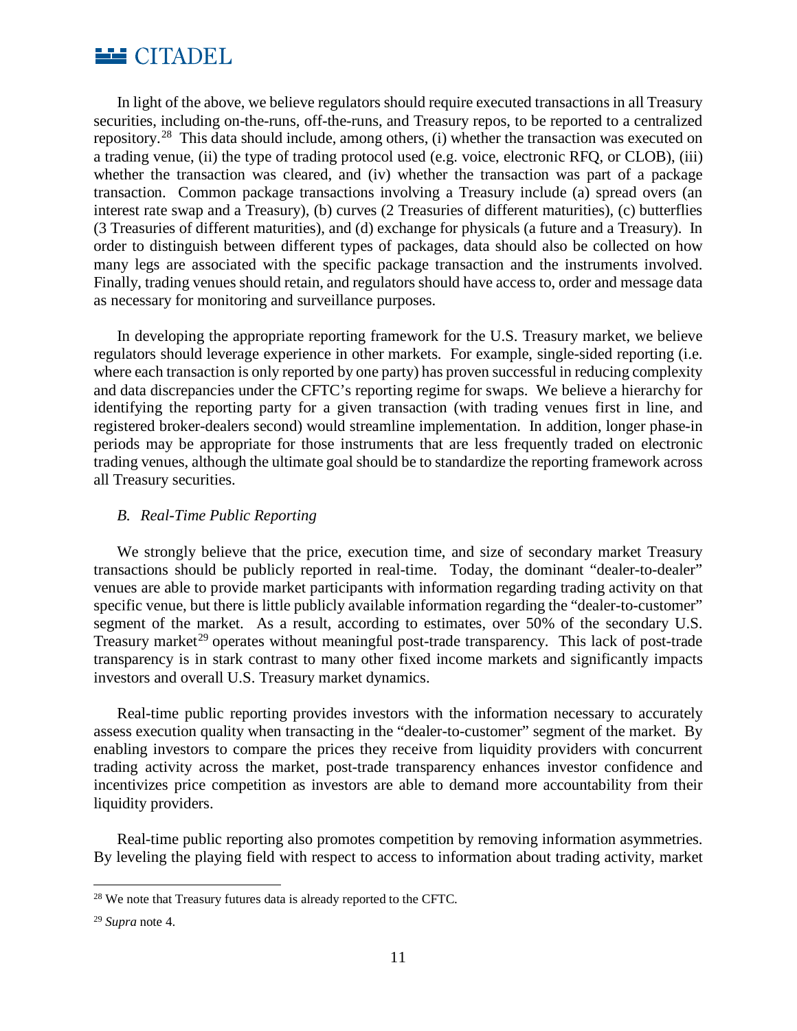In light of the above, we believe regulators should require executed transactions in all Treasury securities, including on-the-runs, off-the-runs, and Treasury repos, to be reported to a centralized repository.[28] This data should include, among others, (i) whether the transaction was executed on a trading venue, (ii) the type of trading protocol used (e.g. voice, electronic RFQ, or CLOB), (iii) whether the transaction was cleared, and (iv) whether the transaction was part of a package transaction. Common package transactions involving a Treasury include (a) spread overs (an interest rate swap and a Treasury), (b) curves (2 Treasuries of different maturities), (c) butterflies (3 Treasuries of different maturities), and (d) exchange for physicals (a future and a Treasury). In order to distinguish between different types of packages, data should also be collected on how many legs are associated with the specific package transaction and the instruments involved. Finally, trading venues should retain, and regulators should have access to, order and message data as necessary for monitoring and surveillance purposes.

In developing the appropriate reporting framework for the U.S. Treasury market, we believe regulators should leverage experience in other markets. For example, single-sided reporting (i.e. where each transaction is only reported by one party) has proven successful in reducing complexity and data discrepancies under the CFTC's reporting regime for swaps. We believe a hierarchy for identifying the reporting party for a given transaction (with trading venues first in line, and registered broker-dealers second) would streamline implementation. In addition, longer phase-in periods may be appropriate for those instruments that are less frequently traded on electronic trading venues, although the ultimate goal should be to standardize the reporting framework across all Treasury securities.

### *B. Real-Time Public Reporting*

We strongly believe that the price, execution time, and size of secondary market Treasury transactions should be publicly reported in real-time. Today, the dominant "dealer-to-dealer" venues are able to provide market participants with information regarding trading activity on that specific venue, but there is little publicly available information regarding the "dealer-to-customer" segment of the market. As a result, according to estimates, over 50% of the secondary U.S. Treasury market[29] operates without meaningful post-trade transparency. This lack of post-trade transparency is in stark contrast to many other fixed income markets and significantly impacts investors and overall U.S. Treasury market dynamics.

Real-time public reporting provides investors with the information necessary to accurately assess execution quality when transacting in the "dealer-to-customer" segment of the market. By enabling investors to compare the prices they receive from liquidity providers with concurrent trading activity across the market, post-trade transparency enhances investor confidence and incentivizes price competition as investors are able to demand more accountability from their liquidity providers.

Real-time public reporting also promotes competition by removing information asymmetries. By leveling the playing field with respect to access to information about trading activity, market

---

[28] We note that Treasury futures data is already reported to the CFTC.

[29] *Supra* note 4.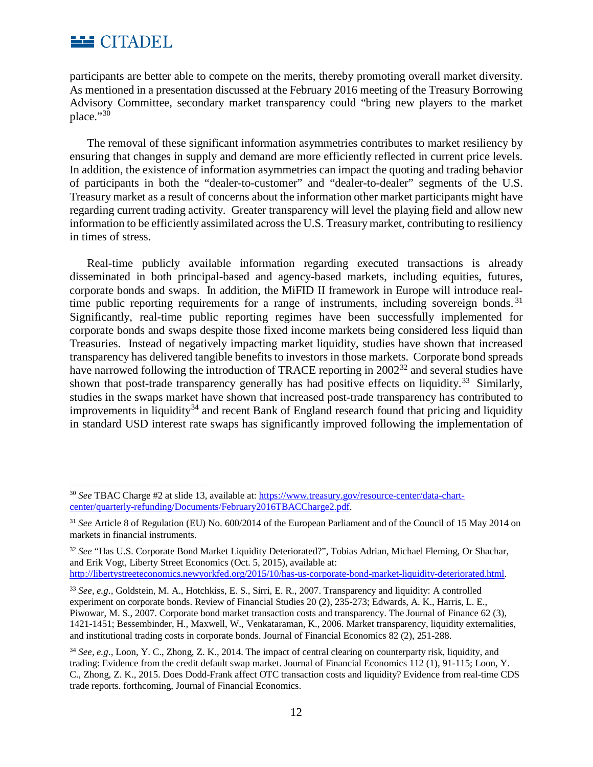participants are better able to compete on the merits, thereby promoting overall market diversity. As mentioned in a presentation discussed at the February 2016 meeting of the Treasury Borrowing Advisory Committee, secondary market transparency could "bring new players to the market place."[30]

The removal of these significant information asymmetries contributes to market resiliency by ensuring that changes in supply and demand are more efficiently reflected in current price levels. In addition, the existence of information asymmetries can impact the quoting and trading behavior of participants in both the "dealer-to-customer" and "dealer-to-dealer" segments of the U.S. Treasury market as a result of concerns about the information other market participants might have regarding current trading activity. Greater transparency will level the playing field and allow new information to be efficiently assimilated across the U.S. Treasury market, contributing to resiliency in times of stress.

Real-time publicly available information regarding executed transactions is already disseminated in both principal-based and agency-based markets, including equities, futures, corporate bonds and swaps. In addition, the MiFID II framework in Europe will introduce real-time public reporting requirements for a range of instruments, including sovereign bonds.[31] Significantly, real-time public reporting regimes have been successfully implemented for corporate bonds and swaps despite those fixed income markets being considered less liquid than Treasuries. Instead of negatively impacting market liquidity, studies have shown that increased transparency has delivered tangible benefits to investors in those markets. Corporate bond spreads have narrowed following the introduction of TRACE reporting in 2002[32] and several studies have shown that post-trade transparency generally has had positive effects on liquidity.[33] Similarly, studies in the swaps market have shown that increased post-trade transparency has contributed to improvements in liquidity[34] and recent Bank of England research found that pricing and liquidity in standard USD interest rate swaps has significantly improved following the implementation of

---

[30] *See* TBAC Charge #2 at slide 13, available at: https://www.treasury.gov/resource-center/data-chart-center/quarterly-refunding/Documents/February2016TBACCharge2.pdf.

[31] *See* Article 8 of Regulation (EU) No. 600/2014 of the European Parliament and of the Council of 15 May 2014 on markets in financial instruments.

[32] *See* "Has U.S. Corporate Bond Market Liquidity Deteriorated?", Tobias Adrian, Michael Fleming, Or Shachar, and Erik Vogt, Liberty Street Economics (Oct. 5, 2015), available at: http://libertystreeteconomics.newyorkfed.org/2015/10/has-us-corporate-bond-market-liquidity-deteriorated.html.

[33] *See, e.g.,* Goldstein, M. A., Hotchkiss, E. S., Sirri, E. R., 2007. Transparency and liquidity: A controlled experiment on corporate bonds. Review of Financial Studies 20 (2), 235-273; Edwards, A. K., Harris, L. E., Piwowar, M. S., 2007. Corporate bond market transaction costs and transparency. The Journal of Finance 62 (3), 1421-1451; Bessembinder, H., Maxwell, W., Venkataraman, K., 2006. Market transparency, liquidity externalities, and institutional trading costs in corporate bonds. Journal of Financial Economics 82 (2), 251-288.

[34] *See, e.g.,* Loon, Y. C., Zhong, Z. K., 2014. The impact of central clearing on counterparty risk, liquidity, and trading: Evidence from the credit default swap market. Journal of Financial Economics 112 (1), 91-115; Loon, Y. C., Zhong, Z. K., 2015. Does Dodd-Frank affect OTC transaction costs and liquidity? Evidence from real-time CDS trade reports. forthcoming, Journal of Financial Economics.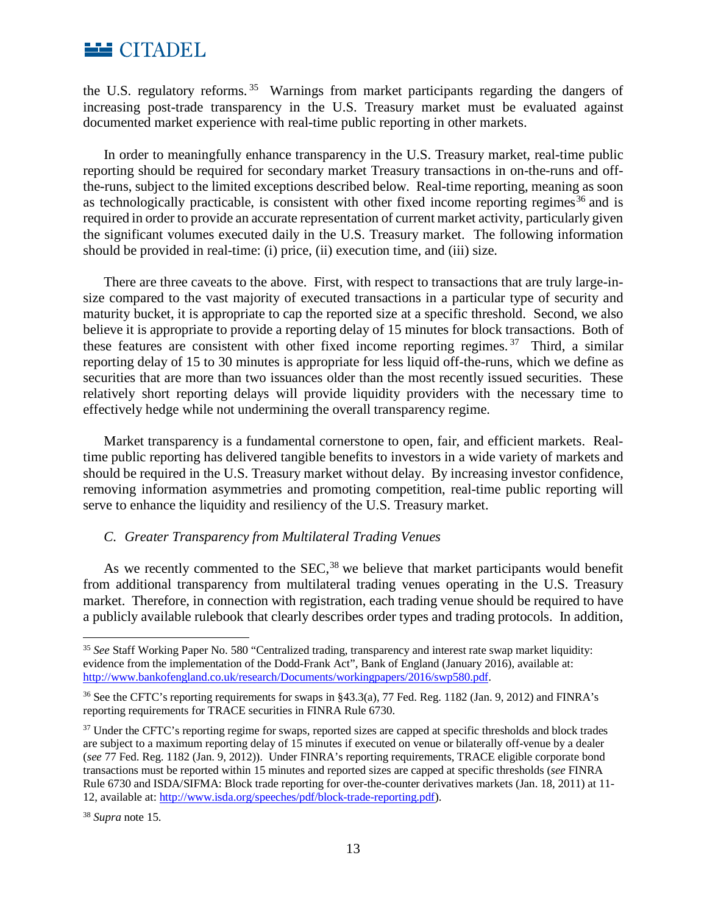the U.S. regulatory reforms.[35] Warnings from market participants regarding the dangers of increasing post-trade transparency in the U.S. Treasury market must be evaluated against documented market experience with real-time public reporting in other markets.

In order to meaningfully enhance transparency in the U.S. Treasury market, real-time public reporting should be required for secondary market Treasury transactions in on-the-runs and off-the-runs, subject to the limited exceptions described below. Real-time reporting, meaning as soon as technologically practicable, is consistent with other fixed income reporting regimes[36] and is required in order to provide an accurate representation of current market activity, particularly given the significant volumes executed daily in the U.S. Treasury market. The following information should be provided in real-time: (i) price, (ii) execution time, and (iii) size.

There are three caveats to the above. First, with respect to transactions that are truly large-in-size compared to the vast majority of executed transactions in a particular type of security and maturity bucket, it is appropriate to cap the reported size at a specific threshold. Second, we also believe it is appropriate to provide a reporting delay of 15 minutes for block transactions. Both of these features are consistent with other fixed income reporting regimes.[37] Third, a similar reporting delay of 15 to 30 minutes is appropriate for less liquid off-the-runs, which we define as securities that are more than two issuances older than the most recently issued securities. These relatively short reporting delays will provide liquidity providers with the necessary time to effectively hedge while not undermining the overall transparency regime.

Market transparency is a fundamental cornerstone to open, fair, and efficient markets. Real-time public reporting has delivered tangible benefits to investors in a wide variety of markets and should be required in the U.S. Treasury market without delay. By increasing investor confidence, removing information asymmetries and promoting competition, real-time public reporting will serve to enhance the liquidity and resiliency of the U.S. Treasury market.

### *C. Greater Transparency from Multilateral Trading Venues*

As we recently commented to the SEC,[38] we believe that market participants would benefit from additional transparency from multilateral trading venues operating in the U.S. Treasury market. Therefore, in connection with registration, each trading venue should be required to have a publicly available rulebook that clearly describes order types and trading protocols. In addition,

---

[35] *See* Staff Working Paper No. 580 "Centralized trading, transparency and interest rate swap market liquidity: evidence from the implementation of the Dodd-Frank Act", Bank of England (January 2016), available at: http://www.bankofengland.co.uk/research/Documents/workingpapers/2016/swp580.pdf.

[36] See the CFTC's reporting requirements for swaps in §43.3(a), 77 Fed. Reg. 1182 (Jan. 9, 2012) and FINRA's reporting requirements for TRACE securities in FINRA Rule 6730.

[37] Under the CFTC's reporting regime for swaps, reported sizes are capped at specific thresholds and block trades are subject to a maximum reporting delay of 15 minutes if executed on venue or bilaterally off-venue by a dealer (*see* 77 Fed. Reg. 1182 (Jan. 9, 2012)). Under FINRA's reporting requirements, TRACE eligible corporate bond transactions must be reported within 15 minutes and reported sizes are capped at specific thresholds (*see* FINRA Rule 6730 and ISDA/SIFMA: Block trade reporting for over-the-counter derivatives markets (Jan. 18, 2011) at 11-12, available at: http://www.isda.org/speeches/pdf/block-trade-reporting.pdf).

[38] *Supra* note 15.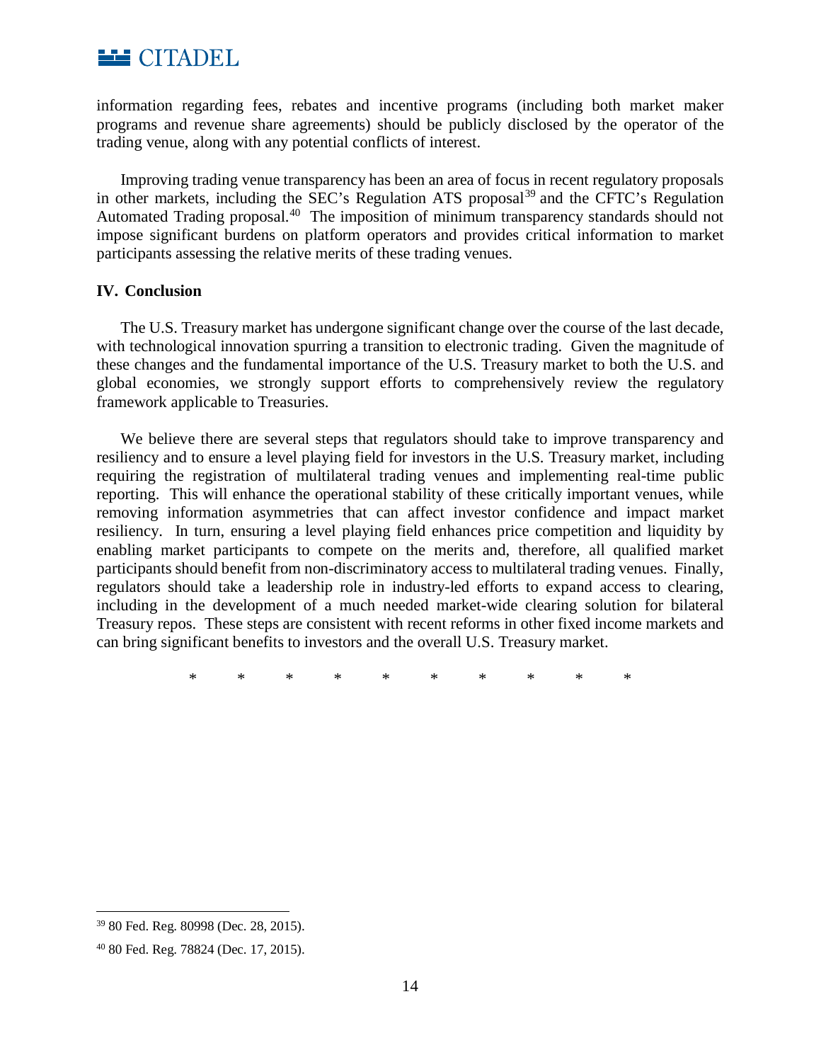information regarding fees, rebates and incentive programs (including both market maker programs and revenue share agreements) should be publicly disclosed by the operator of the trading venue, along with any potential conflicts of interest.

Improving trading venue transparency has been an area of focus in recent regulatory proposals in other markets, including the SEC's Regulation ATS proposal[39] and the CFTC's Regulation Automated Trading proposal.[40] The imposition of minimum transparency standards should not impose significant burdens on platform operators and provides critical information to market participants assessing the relative merits of these trading venues.

**IV. Conclusion**

The U.S. Treasury market has undergone significant change over the course of the last decade, with technological innovation spurring a transition to electronic trading. Given the magnitude of these changes and the fundamental importance of the U.S. Treasury market to both the U.S. and global economies, we strongly support efforts to comprehensively review the regulatory framework applicable to Treasuries.

We believe there are several steps that regulators should take to improve transparency and resiliency and to ensure a level playing field for investors in the U.S. Treasury market, including requiring the registration of multilateral trading venues and implementing real-time public reporting. This will enhance the operational stability of these critically important venues, while removing information asymmetries that can affect investor confidence and impact market resiliency. In turn, ensuring a level playing field enhances price competition and liquidity by enabling market participants to compete on the merits and, therefore, all qualified market participants should benefit from non-discriminatory access to multilateral trading venues. Finally, regulators should take a leadership role in industry-led efforts to expand access to clearing, including in the development of a much needed market-wide clearing solution for bilateral Treasury repos. These steps are consistent with recent reforms in other fixed income markets and can bring significant benefits to investors and the overall U.S. Treasury market.

\* \* \* \* \* \* \* \* \* \*

---

[39] 80 Fed. Reg. 80998 (Dec. 28, 2015).

[40] 80 Fed. Reg. 78824 (Dec. 17, 2015).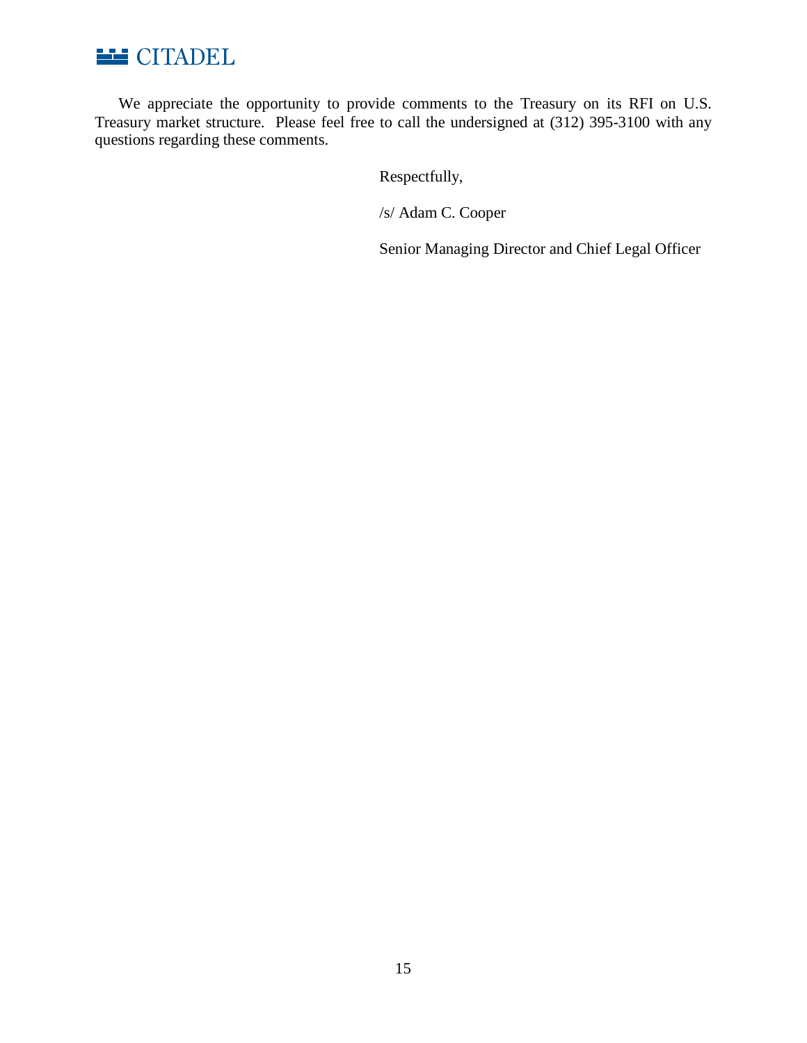We appreciate the opportunity to provide comments to the Treasury on its RFI on U.S. Treasury market structure. Please feel free to call the undersigned at (312) 395-3100 with any questions regarding these comments.

Respectfully,

/s/ Adam C. Cooper

Senior Managing Director and Chief Legal Officer